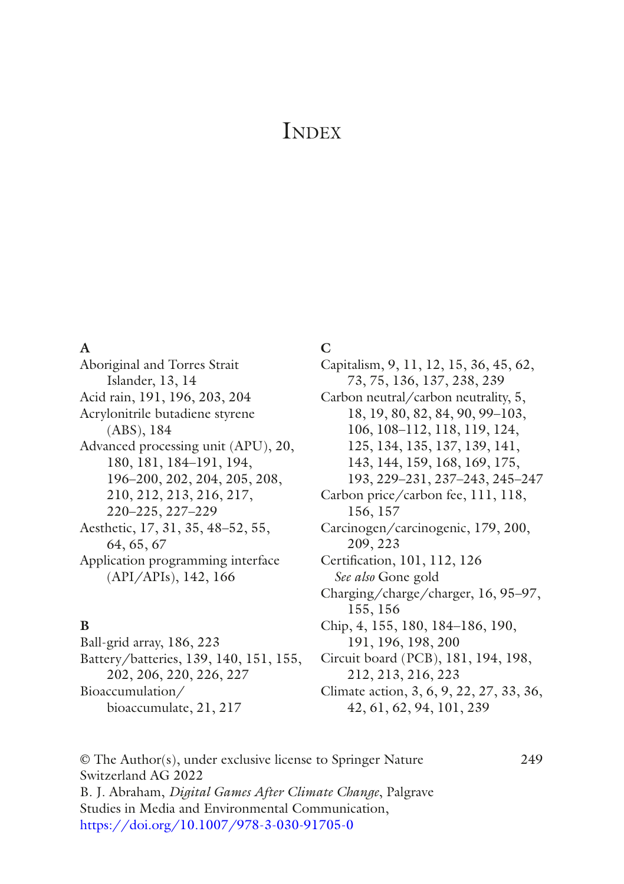# Index

**A**

Aboriginal and Torres Strait Islander, 13, 14
Acid rain, 191, 196, 203, 204
Acrylonitrile butadiene styrene (ABS), 184
Advanced processing unit (APU), 20, 180, 181, 184–191, 194, 196–200, 202, 204, 205, 208, 210, 212, 213, 216, 217, 220–225, 227–229
Aesthetic, 17, 31, 35, 48–52, 55, 64, 65, 67
Application programming interface (API/APIs), 142, 166

**B**

Ball-grid array, 186, 223
Battery/batteries, 139, 140, 151, 155, 202, 206, 220, 226, 227
Bioaccumulation/bioaccumulate, 21, 217

**C**

Capitalism, 9, 11, 12, 15, 36, 45, 62, 73, 75, 136, 137, 238, 239
Carbon neutral/carbon neutrality, 5, 18, 19, 80, 82, 84, 90, 99–103, 106, 108–112, 118, 119, 124, 125, 134, 135, 137, 139, 141, 143, 144, 159, 168, 169, 175, 193, 229–231, 237–243, 245–247
Carbon price/carbon fee, 111, 118, 156, 157
Carcinogen/carcinogenic, 179, 200, 209, 223
Certification, 101, 112, 126
  *See also* Gone gold
Charging/charge/charger, 16, 95–97, 155, 156
Chip, 4, 155, 180, 184–186, 190, 191, 196, 198, 200
Circuit board (PCB), 181, 194, 198, 212, 213, 216, 223
Climate action, 3, 6, 9, 22, 27, 33, 36, 42, 61, 62, 94, 101, 239

© The Author(s), under exclusive license to Springer Nature Switzerland AG 2022
B. J. Abraham, *Digital Games After Climate Change*, Palgrave Studies in Media and Environmental Communication,
https://doi.org/10.1007/978-3-030-91705-0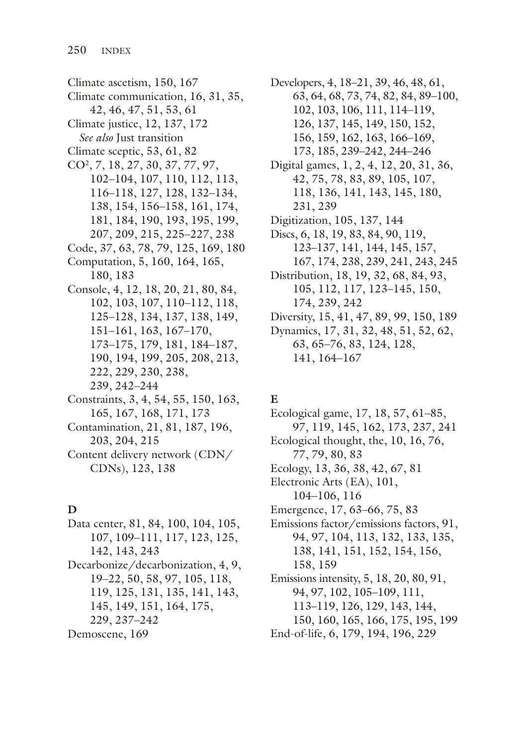Climate ascetism, 150, 167
Climate communication, 16, 31, 35, 42, 46, 47, 51, 53, 61
Climate justice, 12, 137, 172
*See also* Just transition
Climate sceptic, 53, 61, 82
$CO^2$, 7, 18, 27, 30, 37, 77, 97, 102–104, 107, 110, 112, 113, 116–118, 127, 128, 132–134, 138, 154, 156–158, 161, 174, 181, 184, 190, 193, 195, 199, 207, 209, 215, 225–227, 238
Code, 37, 63, 78, 79, 125, 169, 180
Computation, 5, 160, 164, 165, 180, 183
Console, 4, 12, 18, 20, 21, 80, 84, 102, 103, 107, 110–112, 118, 125–128, 134, 137, 138, 149, 151–161, 163, 167–170, 173–175, 179, 181, 184–187, 190, 194, 199, 205, 208, 213, 222, 229, 230, 238, 239, 242–244
Constraints, 3, 4, 54, 55, 150, 163, 165, 167, 168, 171, 173
Contamination, 21, 81, 187, 196, 203, 204, 215
Content delivery network (CDN/CDNs), 123, 138

**D**

Data center, 81, 84, 100, 104, 105, 107, 109–111, 117, 123, 125, 142, 143, 243
Decarbonize/decarbonization, 4, 9, 19–22, 50, 58, 97, 105, 118, 119, 125, 131, 135, 141, 143, 145, 149, 151, 164, 175, 229, 237–242
Demoscene, 169
Developers, 4, 18–21, 39, 46, 48, 61, 63, 64, 68, 73, 74, 82, 84, 89–100, 102, 103, 106, 111, 114–119, 126, 137, 145, 149, 150, 152, 156, 159, 162, 163, 166–169, 173, 185, 239–242, 244–246
Digital games, 1, 2, 4, 12, 20, 31, 36, 42, 75, 78, 83, 89, 105, 107, 118, 136, 141, 143, 145, 180, 231, 239
Digitization, 105, 137, 144
Discs, 6, 18, 19, 83, 84, 90, 119, 123–137, 141, 144, 145, 157, 167, 174, 238, 239, 241, 243, 245
Distribution, 18, 19, 32, 68, 84, 93, 105, 112, 117, 123–145, 150, 174, 239, 242
Diversity, 15, 41, 47, 89, 99, 150, 189
Dynamics, 17, 31, 32, 48, 51, 52, 62, 63, 65–76, 83, 124, 128, 141, 164–167

**E**

Ecological game, 17, 18, 57, 61–85, 97, 119, 145, 162, 173, 237, 241
Ecological thought, the, 10, 16, 76, 77, 79, 80, 83
Ecology, 13, 36, 38, 42, 67, 81
Electronic Arts (EA), 101, 104–106, 116
Emergence, 17, 63–66, 75, 83
Emissions factor/emissions factors, 91, 94, 97, 104, 113, 132, 133, 135, 138, 141, 151, 152, 154, 156, 158, 159
Emissions intensity, 5, 18, 20, 80, 91, 94, 97, 102, 105–109, 111, 113–119, 126, 129, 143, 144, 150, 160, 165, 166, 175, 195, 199
End-of-life, 6, 179, 194, 196, 229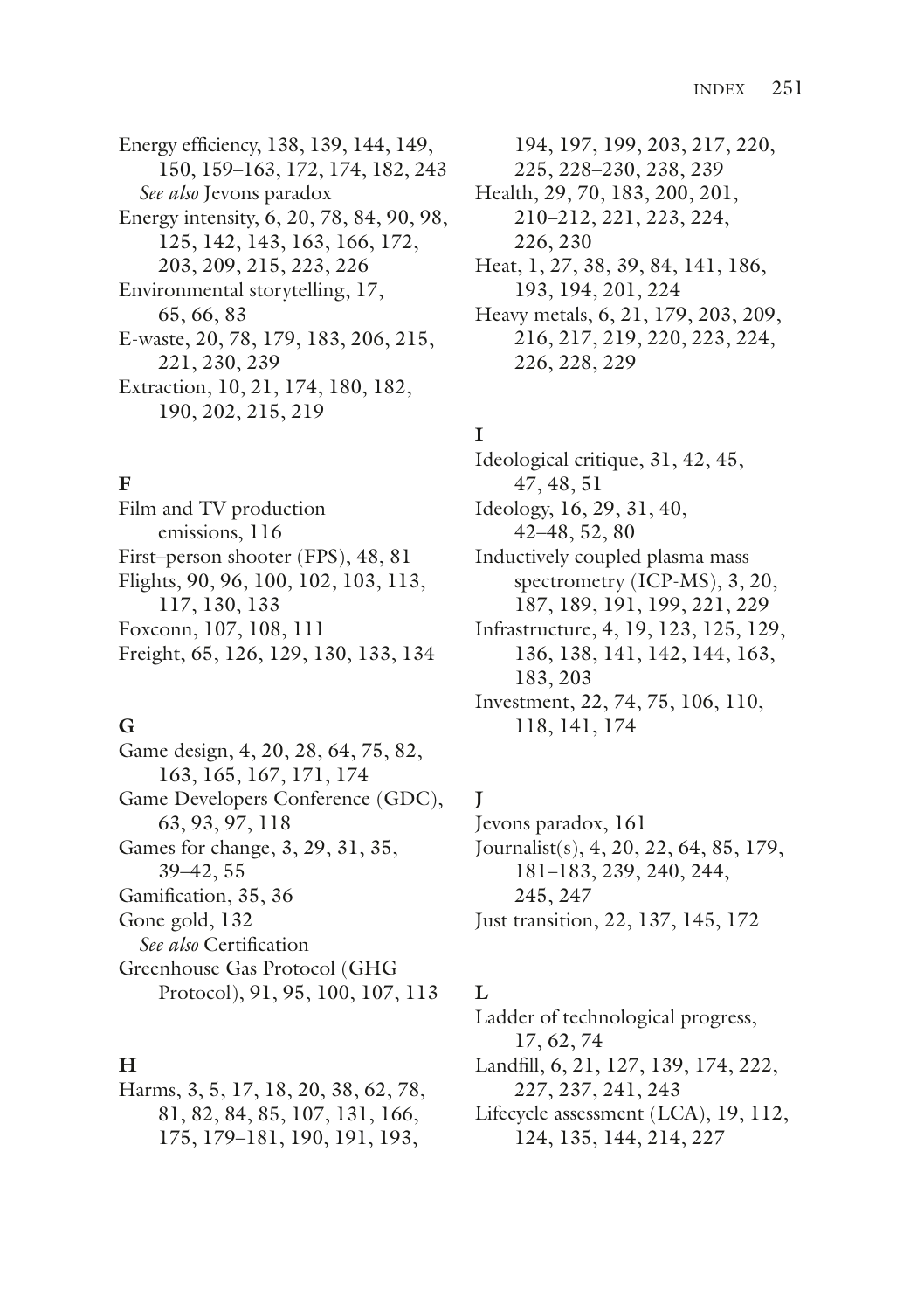Energy efficiency, 138, 139, 144, 149, 150, 159–163, 172, 174, 182, 243
*See also* Jevons paradox
Energy intensity, 6, 20, 78, 84, 90, 98, 125, 142, 143, 163, 166, 172, 203, 209, 215, 223, 226
Environmental storytelling, 17, 65, 66, 83
E-waste, 20, 78, 179, 183, 206, 215, 221, 230, 239
Extraction, 10, 21, 174, 180, 182, 190, 202, 215, 219

**F**

Film and TV production emissions, 116
First–person shooter (FPS), 48, 81
Flights, 90, 96, 100, 102, 103, 113, 117, 130, 133
Foxconn, 107, 108, 111
Freight, 65, 126, 129, 130, 133, 134

**G**

Game design, 4, 20, 28, 64, 75, 82, 163, 165, 167, 171, 174
Game Developers Conference (GDC), 63, 93, 97, 118
Games for change, 3, 29, 31, 35, 39–42, 55
Gamification, 35, 36
Gone gold, 132
*See also* Certification
Greenhouse Gas Protocol (GHG Protocol), 91, 95, 100, 107, 113

**H**

Harms, 3, 5, 17, 18, 20, 38, 62, 78, 81, 82, 84, 85, 107, 131, 166, 175, 179–181, 190, 191, 193, 194, 197, 199, 203, 217, 220, 225, 228–230, 238, 239
Health, 29, 70, 183, 200, 201, 210–212, 221, 223, 224, 226, 230
Heat, 1, 27, 38, 39, 84, 141, 186, 193, 194, 201, 224
Heavy metals, 6, 21, 179, 203, 209, 216, 217, 219, 220, 223, 224, 226, 228, 229

**I**

Ideological critique, 31, 42, 45, 47, 48, 51
Ideology, 16, 29, 31, 40, 42–48, 52, 80
Inductively coupled plasma mass spectrometry (ICP-MS), 3, 20, 187, 189, 191, 199, 221, 229
Infrastructure, 4, 19, 123, 125, 129, 136, 138, 141, 142, 144, 163, 183, 203
Investment, 22, 74, 75, 106, 110, 118, 141, 174

**J**

Jevons paradox, 161
Journalist(s), 4, 20, 22, 64, 85, 179, 181–183, 239, 240, 244, 245, 247
Just transition, 22, 137, 145, 172

**L**

Ladder of technological progress, 17, 62, 74
Landfill, 6, 21, 127, 139, 174, 222, 227, 237, 241, 243
Lifecycle assessment (LCA), 19, 112, 124, 135, 144, 214, 227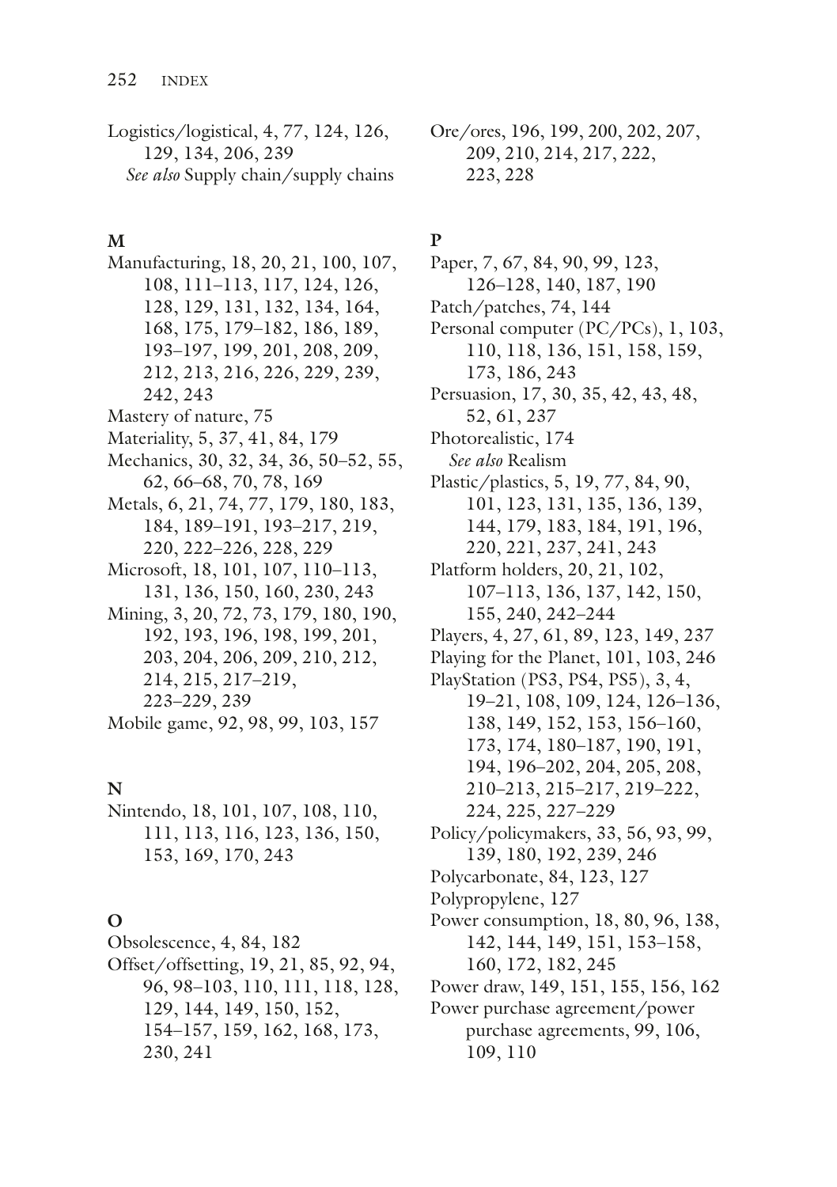Logistics/logistical, 4, 77, 124, 126, 129, 134, 206, 239
  *See also* Supply chain/supply chains

**M**

Manufacturing, 18, 20, 21, 100, 107, 108, 111–113, 117, 124, 126, 128, 129, 131, 132, 134, 164, 168, 175, 179–182, 186, 189, 193–197, 199, 201, 208, 209, 212, 213, 216, 226, 229, 239, 242, 243

Mastery of nature, 75

Materiality, 5, 37, 41, 84, 179

Mechanics, 30, 32, 34, 36, 50–52, 55, 62, 66–68, 70, 78, 169

Metals, 6, 21, 74, 77, 179, 180, 183, 184, 189–191, 193–217, 219, 220, 222–226, 228, 229

Microsoft, 18, 101, 107, 110–113, 131, 136, 150, 160, 230, 243

Mining, 3, 20, 72, 73, 179, 180, 190, 192, 193, 196, 198, 199, 201, 203, 204, 206, 209, 210, 212, 214, 215, 217–219, 223–229, 239

Mobile game, 92, 98, 99, 103, 157

**N**

Nintendo, 18, 101, 107, 108, 110, 111, 113, 116, 123, 136, 150, 153, 169, 170, 243

**O**

Obsolescence, 4, 84, 182

Offset/offsetting, 19, 21, 85, 92, 94, 96, 98–103, 110, 111, 118, 128, 129, 144, 149, 150, 152, 154–157, 159, 162, 168, 173, 230, 241

Ore/ores, 196, 199, 200, 202, 207, 209, 210, 214, 217, 222, 223, 228

**P**

Paper, 7, 67, 84, 90, 99, 123, 126–128, 140, 187, 190

Patch/patches, 74, 144

Personal computer (PC/PCs), 1, 103, 110, 118, 136, 151, 158, 159, 173, 186, 243

Persuasion, 17, 30, 35, 42, 43, 48, 52, 61, 237

Photorealistic, 174
  *See also* Realism

Plastic/plastics, 5, 19, 77, 84, 90, 101, 123, 131, 135, 136, 139, 144, 179, 183, 184, 191, 196, 220, 221, 237, 241, 243

Platform holders, 20, 21, 102, 107–113, 136, 137, 142, 150, 155, 240, 242–244

Players, 4, 27, 61, 89, 123, 149, 237

Playing for the Planet, 101, 103, 246

PlayStation (PS3, PS4, PS5), 3, 4, 19–21, 108, 109, 124, 126–136, 138, 149, 152, 153, 156–160, 173, 174, 180–187, 190, 191, 194, 196–202, 204, 205, 208, 210–213, 215–217, 219–222, 224, 225, 227–229

Policy/policymakers, 33, 56, 93, 99, 139, 180, 192, 239, 246

Polycarbonate, 84, 123, 127

Polypropylene, 127

Power consumption, 18, 80, 96, 138, 142, 144, 149, 151, 153–158, 160, 172, 182, 245

Power draw, 149, 151, 155, 156, 162

Power purchase agreement/power purchase agreements, 99, 106, 109, 110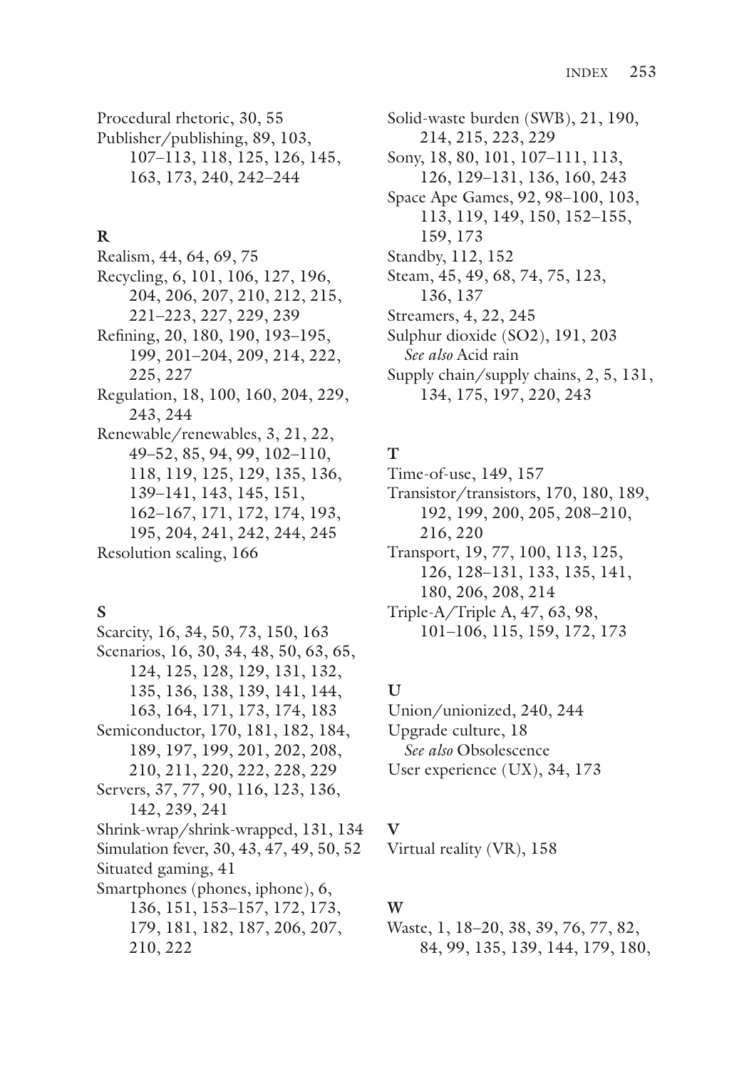Procedural rhetoric, 30, 55
Publisher/publishing, 89, 103, 107–113, 118, 125, 126, 145, 163, 173, 240, 242–244

**R**

Realism, 44, 64, 69, 75
Recycling, 6, 101, 106, 127, 196, 204, 206, 207, 210, 212, 215, 221–223, 227, 229, 239
Refining, 20, 180, 190, 193–195, 199, 201–204, 209, 214, 222, 225, 227
Regulation, 18, 100, 160, 204, 229, 243, 244
Renewable/renewables, 3, 21, 22, 49–52, 85, 94, 99, 102–110, 118, 119, 125, 129, 135, 136, 139–141, 143, 145, 151, 162–167, 171, 172, 174, 193, 195, 204, 241, 242, 244, 245
Resolution scaling, 166

**S**

Scarcity, 16, 34, 50, 73, 150, 163
Scenarios, 16, 30, 34, 48, 50, 63, 65, 124, 125, 128, 129, 131, 132, 135, 136, 138, 139, 141, 144, 163, 164, 171, 173, 174, 183
Semiconductor, 170, 181, 182, 184, 189, 197, 199, 201, 202, 208, 210, 211, 220, 222, 228, 229
Servers, 37, 77, 90, 116, 123, 136, 142, 239, 241
Shrink-wrap/shrink-wrapped, 131, 134
Simulation fever, 30, 43, 47, 49, 50, 52
Situated gaming, 41
Smartphones (phones, iphone), 6, 136, 151, 153–157, 172, 173, 179, 181, 182, 187, 206, 207, 210, 222
Solid-waste burden (SWB), 21, 190, 214, 215, 223, 229
Sony, 18, 80, 101, 107–111, 113, 126, 129–131, 136, 160, 243
Space Ape Games, 92, 98–100, 103, 113, 119, 149, 150, 152–155, 159, 173
Standby, 112, 152
Steam, 45, 49, 68, 74, 75, 123, 136, 137
Streamers, 4, 22, 245
Sulphur dioxide (SO2), 191, 203
*See also* Acid rain
Supply chain/supply chains, 2, 5, 131, 134, 175, 197, 220, 243

**T**

Time-of-use, 149, 157
Transistor/transistors, 170, 180, 189, 192, 199, 200, 205, 208–210, 216, 220
Transport, 19, 77, 100, 113, 125, 126, 128–131, 133, 135, 141, 180, 206, 208, 214
Triple-A/Triple A, 47, 63, 98, 101–106, 115, 159, 172, 173

**U**

Union/unionized, 240, 244
Upgrade culture, 18
*See also* Obsolescence
User experience (UX), 34, 173

**V**

Virtual reality (VR), 158

**W**

Waste, 1, 18–20, 38, 39, 76, 77, 82, 84, 99, 135, 139, 144, 179, 180,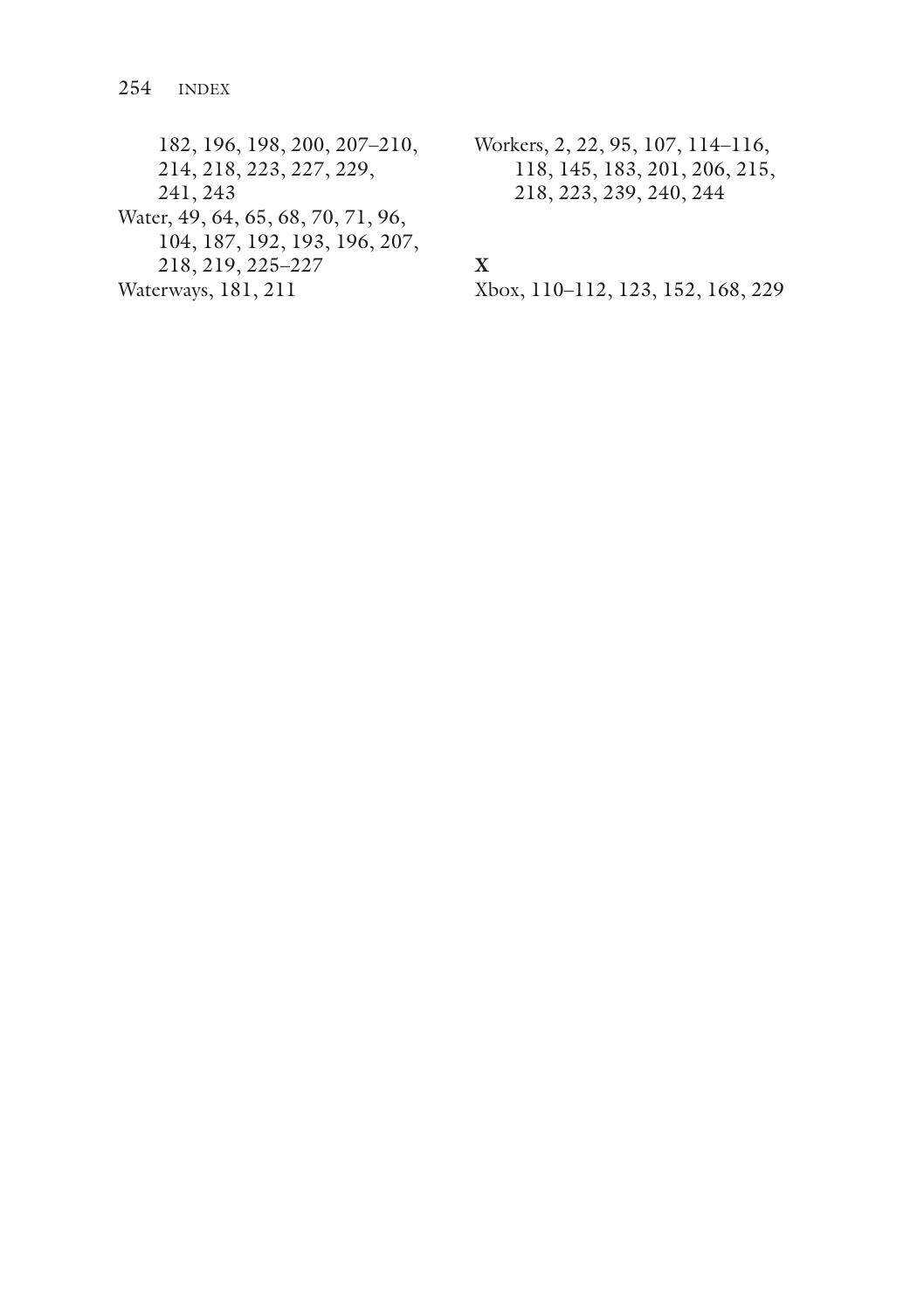182, 196, 198, 200, 207–210, 214, 218, 223, 227, 229, 241, 243

Water, 49, 64, 65, 68, 70, 71, 96, 104, 187, 192, 193, 196, 207, 218, 219, 225–227

Waterways, 181, 211

Workers, 2, 22, 95, 107, 114–116, 118, 145, 183, 201, 206, 215, 218, 223, 239, 240, 244

**X**

Xbox, 110–112, 123, 152, 168, 229